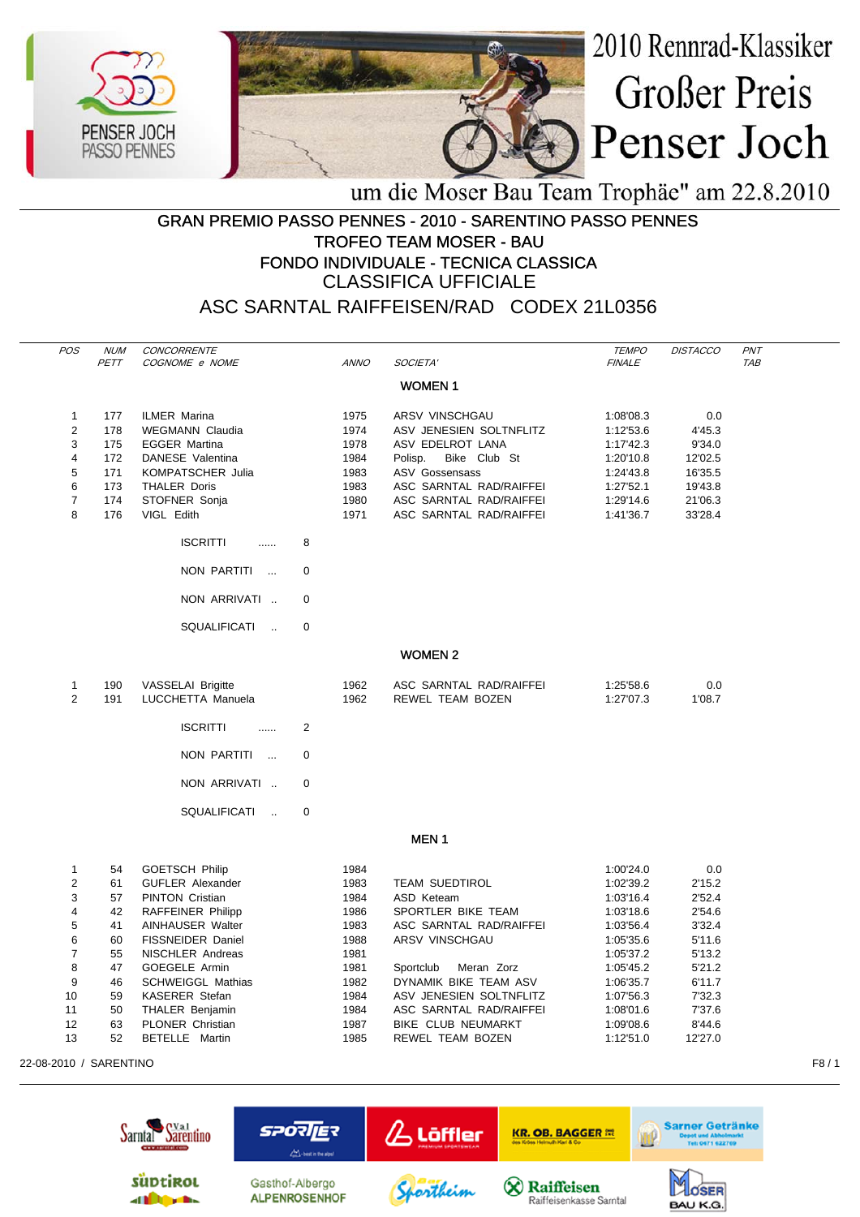# 2010 Rennrad-Klassiker Großer Preis Penser Joch

um die Moser Bau Team Trophäe" am 22.8.2010

## GRAN PREMIO PASSO PENNES - 2010 - SARENTINO PASSO PENNES
## TROFEO TEAM MOSER - BAU
## FONDO INDIVIDUALE - TECNICA CLASSICA
## CLASSIFICA UFFICIALE
## ASC SARNTAL RAIFFEISEN/RAD CODEX 21L0356

### WOMEN 1

| POS | NUM PETT | CONCORRENTE COGNOME e NOME | ANNO | SOCIETA' | TEMPO FINALE | DISTACCO | PNT TAB |
|---|---|---|---|---|---|---|---|
| 1 | 177 | ILMER Marina | 1975 | ARSV VINSCHGAU | 1:08'08.3 | 0.0 | |
| 2 | 178 | WEGMANN Claudia | 1974 | ASV JENESIEN SOLTNFLITZ | 1:12'53.6 | 4'45.3 | |
| 3 | 175 | EGGER Martina | 1978 | ASV EDELROT LANA | 1:17'42.3 | 9'34.0 | |
| 4 | 172 | DANESE Valentina | 1984 | Polisp. Bike Club St | 1:20'10.8 | 12'02.5 | |
| 5 | 171 | KOMPATSCHER Julia | 1983 | ASV Gossensass | 1:24'43.8 | 16'35.5 | |
| 6 | 173 | THALER Doris | 1983 | ASC SARNTAL RAD/RAIFFEI | 1:27'52.1 | 19'43.8 | |
| 7 | 174 | STOFNER Sonja | 1980 | ASC SARNTAL RAD/RAIFFEI | 1:29'14.6 | 21'06.3 | |
| 8 | 176 | VIGL Edith | 1971 | ASC SARNTAL RAD/RAIFFEI | 1:41'36.7 | 33'28.4 | |

ISCRITTI ...... 8

NON PARTITI ... 0

NON ARRIVATI .. 0

SQUALIFICATI .. 0

### WOMEN 2

| POS | NUM PETT | CONCORRENTE COGNOME e NOME | ANNO | SOCIETA' | TEMPO FINALE | DISTACCO | PNT TAB |
|---|---|---|---|---|---|---|---|
| 1 | 190 | VASSELAI Brigitte | 1962 | ASC SARNTAL RAD/RAIFFEI | 1:25'58.6 | 0.0 | |
| 2 | 191 | LUCCHETTA Manuela | 1962 | REWEL TEAM BOZEN | 1:27'07.3 | 1'08.7 | |

ISCRITTI ...... 2

NON PARTITI ... 0

NON ARRIVATI .. 0

SQUALIFICATI .. 0

### MEN 1

| POS | NUM PETT | CONCORRENTE COGNOME e NOME | ANNO | SOCIETA' | TEMPO FINALE | DISTACCO | PNT TAB |
|---|---|---|---|---|---|---|---|
| 1 | 54 | GOETSCH Philip | 1984 | | 1:00'24.0 | 0.0 | |
| 2 | 61 | GUFLER Alexander | 1983 | TEAM SUEDTIROL | 1:02'39.2 | 2'15.2 | |
| 3 | 57 | PINTON Cristian | 1984 | ASD Keteam | 1:03'16.4 | 2'52.4 | |
| 4 | 42 | RAFFEINER Philipp | 1986 | SPORTLER BIKE TEAM | 1:03'18.6 | 2'54.6 | |
| 5 | 41 | AINHAUSER Walter | 1983 | ASC SARNTAL RAD/RAIFFEI | 1:03'56.4 | 3'32.4 | |
| 6 | 60 | FISSNEIDER Daniel | 1988 | ARSV VINSCHGAU | 1:05'35.6 | 5'11.6 | |
| 7 | 55 | NISCHLER Andreas | 1981 | | 1:05'37.2 | 5'13.2 | |
| 8 | 47 | GOEGELE Armin | 1981 | Sportclub Meran Zorz | 1:05'45.2 | 5'21.2 | |
| 9 | 46 | SCHWEIGGL Mathias | 1982 | DYNAMIK BIKE TEAM ASV | 1:06'35.7 | 6'11.7 | |
| 10 | 59 | KASERER Stefan | 1984 | ASV JENESIEN SOLTNFLITZ | 1:07'56.3 | 7'32.3 | |
| 11 | 50 | THALER Benjamin | 1984 | ASC SARNTAL RAD/RAIFFEI | 1:08'01.6 | 7'37.6 | |
| 12 | 63 | PLONER Christian | 1987 | BIKE CLUB NEUMARKT | 1:09'08.6 | 8'44.6 | |
| 13 | 52 | BETELLE Martin | 1985 | REWEL TEAM BOZEN | 1:12'51.0 | 12'27.0 | |

22-08-2010 / SARENTINO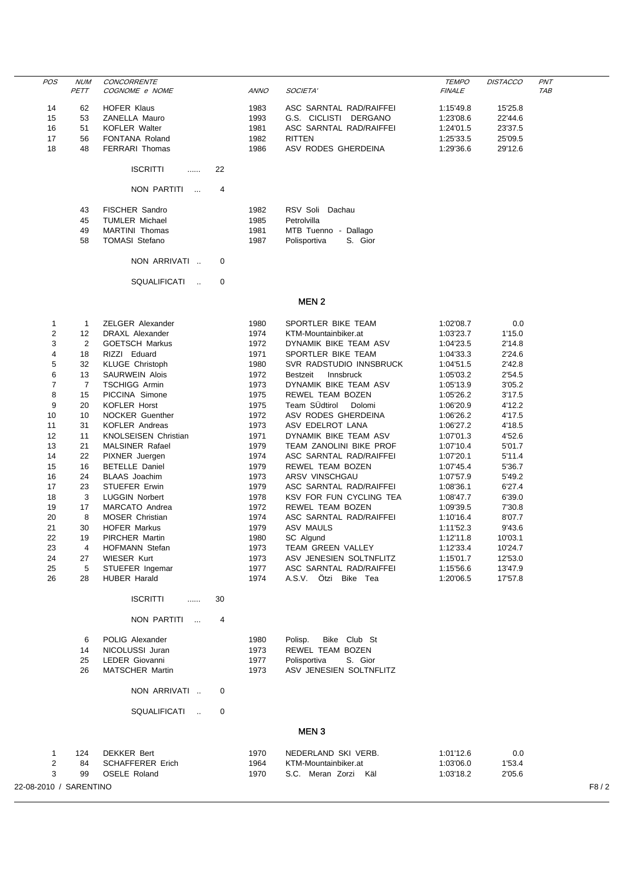| POS | NUM PETT | CONCORRENTE COGNOME e NOME | ANNO | SOCIETA' | TEMPO FINALE | DISTACCO | PNT TAB |
|---|---|---|---|---|---|---|---|
| 14 | 62 | HOFER Klaus | 1983 | ASC SARNTAL RAD/RAIFFEI | 1:15'49.8 | 15'25.8 | |
| 15 | 53 | ZANELLA Mauro | 1993 | G.S. CICLISTI DERGANO | 1:23'08.6 | 22'44.6 | |
| 16 | 51 | KOFLER Walter | 1981 | ASC SARNTAL RAD/RAIFFEI | 1:24'01.5 | 23'37.5 | |
| 17 | 56 | FONTANA Roland | 1982 | RITTEN | 1:25'33.5 | 25'09.5 | |
| 18 | 48 | FERRARI Thomas | 1986 | ASV RODES GHERDEINA | 1:29'36.6 | 29'12.6 | |

ISCRITTI ...... 22

NON PARTITI ... 4

| NUM PETT | COGNOME e NOME | ANNO | SOCIETA' |
|---|---|---|---|
| 43 | FISCHER Sandro | 1982 | RSV Soli Dachau |
| 45 | TUMLER Michael | 1985 | Petrolvilla |
| 49 | MARTINI Thomas | 1981 | MTB Tuenno - Dallago |
| 58 | TOMASI Stefano | 1987 | Polisportiva S. Gior |

NON ARRIVATI .. 0

SQUALIFICATI .. 0

## MEN 2

| POS | NUM PETT | CONCORRENTE COGNOME e NOME | ANNO | SOCIETA' | TEMPO FINALE | DISTACCO | PNT TAB |
|---|---|---|---|---|---|---|---|
| 1 | 1 | ZELGER Alexander | 1980 | SPORTLER BIKE TEAM | 1:02'08.7 | 0.0 | |
| 2 | 12 | DRAXL Alexander | 1974 | KTM-Mountainbiker.at | 1:03'23.7 | 1'15.0 | |
| 3 | 2 | GOETSCH Markus | 1972 | DYNAMIK BIKE TEAM ASV | 1:04'23.5 | 2'14.8 | |
| 4 | 18 | RIZZI Eduard | 1971 | SPORTLER BIKE TEAM | 1:04'33.3 | 2'24.6 | |
| 5 | 32 | KLUGE Christoph | 1980 | SVR RADSTUDIO INNSBRUCK | 1:04'51.5 | 2'42.8 | |
| 6 | 13 | SAURWEIN Alois | 1972 | Bestzeit Innsbruck | 1:05'03.2 | 2'54.5 | |
| 7 | 7 | TSCHIGG Armin | 1973 | DYNAMIK BIKE TEAM ASV | 1:05'13.9 | 3'05.2 | |
| 8 | 15 | PICCINA Simone | 1975 | REWEL TEAM BOZEN | 1:05'26.2 | 3'17.5 | |
| 9 | 20 | KOFLER Horst | 1975 | Team SÜdtirol Dolomi | 1:06'20.9 | 4'12.2 | |
| 10 | 10 | NOCKER Guenther | 1972 | ASV RODES GHERDEINA | 1:06'26.2 | 4'17.5 | |
| 11 | 31 | KOFLER Andreas | 1973 | ASV EDELROT LANA | 1:06'27.2 | 4'18.5 | |
| 12 | 11 | KNOLSEISEN Christian | 1971 | DYNAMIK BIKE TEAM ASV | 1:07'01.3 | 4'52.6 | |
| 13 | 21 | MALSINER Rafael | 1979 | TEAM ZANOLINI BIKE PROF | 1:07'10.4 | 5'01.7 | |
| 14 | 22 | PIXNER Juergen | 1974 | ASC SARNTAL RAD/RAIFFEI | 1:07'20.1 | 5'11.4 | |
| 15 | 16 | BETELLE Daniel | 1979 | REWEL TEAM BOZEN | 1:07'45.4 | 5'36.7 | |
| 16 | 24 | BLAAS Joachim | 1973 | ARSV VINSCHGAU | 1:07'57.9 | 5'49.2 | |
| 17 | 23 | STUEFER Erwin | 1979 | ASC SARNTAL RAD/RAIFFEI | 1:08'36.1 | 6'27.4 | |
| 18 | 3 | LUGGIN Norbert | 1978 | KSV FOR FUN CYCLING TEA | 1:08'47.7 | 6'39.0 | |
| 19 | 17 | MARCATO Andrea | 1972 | REWEL TEAM BOZEN | 1:09'39.5 | 7'30.8 | |
| 20 | 8 | MOSER Christian | 1974 | ASC SARNTAL RAD/RAIFFEI | 1:10'16.4 | 8'07.7 | |
| 21 | 30 | HOFER Markus | 1979 | ASV MAULS | 1:11'52.3 | 9'43.6 | |
| 22 | 19 | PIRCHER Martin | 1980 | SC Algund | 1:12'11.8 | 10'03.1 | |
| 23 | 4 | HOFMANN Stefan | 1973 | TEAM GREEN VALLEY | 1:12'33.4 | 10'24.7 | |
| 24 | 27 | WIESER Kurt | 1973 | ASV JENESIEN SOLTNFLITZ | 1:15'01.7 | 12'53.0 | |
| 25 | 5 | STUEFER Ingemar | 1977 | ASC SARNTAL RAD/RAIFFEI | 1:15'56.6 | 13'47.9 | |
| 26 | 28 | HUBER Harald | 1974 | A.S.V. Ötzi Bike Tea | 1:20'06.5 | 17'57.8 | |

ISCRITTI ...... 30

NON PARTITI ... 4

| NUM PETT | COGNOME e NOME | ANNO | SOCIETA' |
|---|---|---|---|
| 6 | POLIG Alexander | 1980 | Polisp. Bike Club St |
| 14 | NICOLUSSI Juran | 1973 | REWEL TEAM BOZEN |
| 25 | LEDER Giovanni | 1977 | Polisportiva S. Gior |
| 26 | MATSCHER Martin | 1973 | ASV JENESIEN SOLTNFLITZ |

NON ARRIVATI .. 0

SQUALIFICATI .. 0

## MEN 3

| POS | NUM PETT | CONCORRENTE COGNOME e NOME | ANNO | SOCIETA' | TEMPO FINALE | DISTACCO | PNT TAB |
|---|---|---|---|---|---|---|---|
| 1 | 124 | DEKKER Bert | 1970 | NEDERLAND SKI VERB. | 1:01'12.6 | 0.0 | |
| 2 | 84 | SCHAFFERER Erich | 1964 | KTM-Mountainbiker.at | 1:03'06.0 | 1'53.4 | |
| 3 | 99 | OSELE Roland | 1970 | S.C. Meran Zorzi Käl | 1:03'18.2 | 2'05.6 | |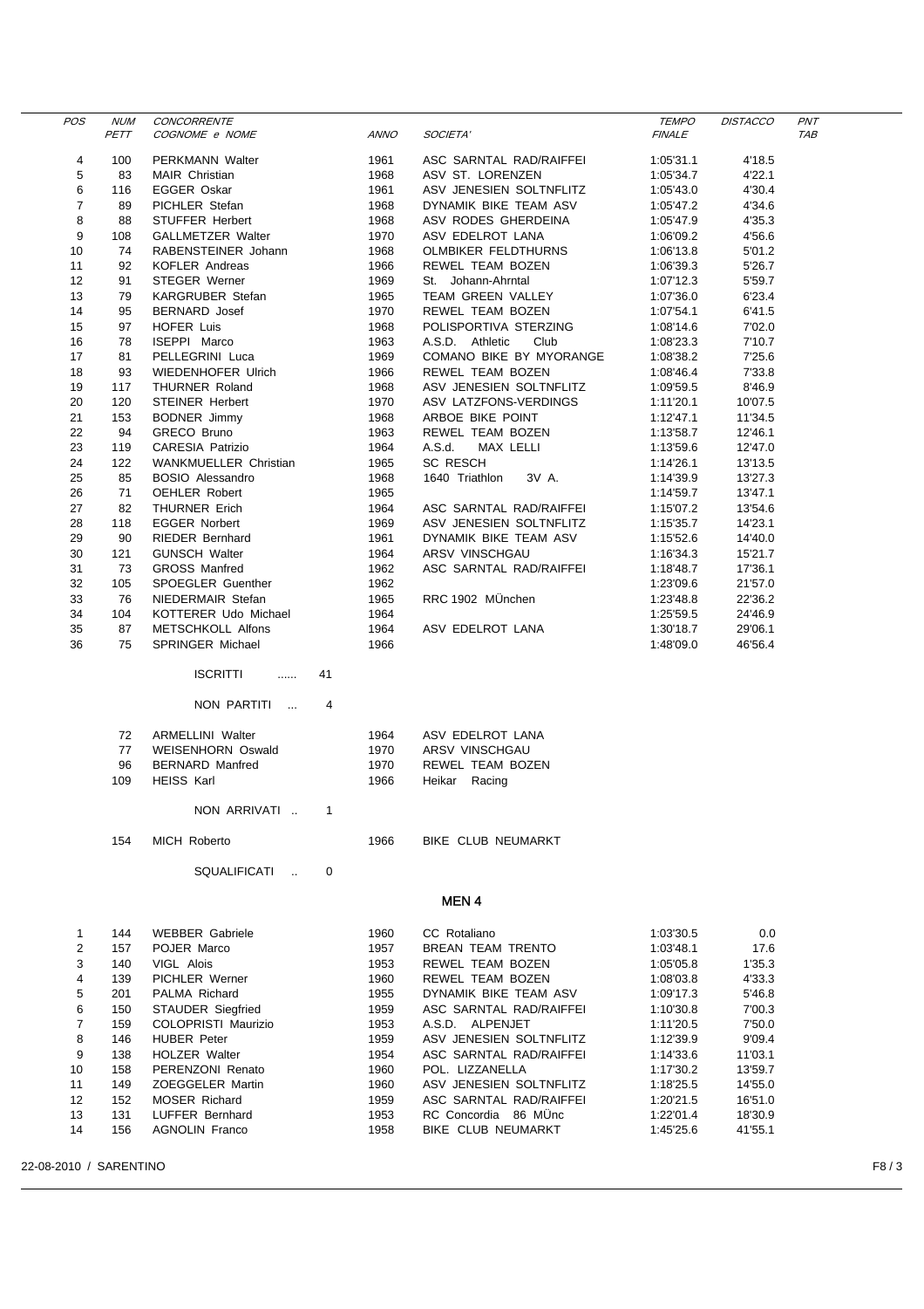| POS | NUM PETT | CONCORRENTE COGNOME e NOME | ANNO | SOCIETA' | TEMPO FINALE | DISTACCO | PNT TAB |
|---|---|---|---|---|---|---|---|
| 4 | 100 | PERKMANN Walter | 1961 | ASC SARNTAL RAD/RAIFFEI | 1:05'31.1 | 4'18.5 | |
| 5 | 83 | MAIR Christian | 1968 | ASV ST. LORENZEN | 1:05'34.7 | 4'22.1 | |
| 6 | 116 | EGGER Oskar | 1961 | ASV JENESIEN SOLTNFLITZ | 1:05'43.0 | 4'30.4 | |
| 7 | 89 | PICHLER Stefan | 1968 | DYNAMIK BIKE TEAM ASV | 1:05'47.2 | 4'34.6 | |
| 8 | 88 | STUFFER Herbert | 1968 | ASV RODES GHERDEINA | 1:05'47.9 | 4'35.3 | |
| 9 | 108 | GALLMETZER Walter | 1970 | ASV EDELROT LANA | 1:06'09.2 | 4'56.6 | |
| 10 | 74 | RABENSTEINER Johann | 1968 | OLMBIKER FELDTHURNS | 1:06'13.8 | 5'01.2 | |
| 11 | 92 | KOFLER Andreas | 1966 | REWEL TEAM BOZEN | 1:06'39.3 | 5'26.7 | |
| 12 | 91 | STEGER Werner | 1969 | St. Johann-Ahrntal | 1:07'12.3 | 5'59.7 | |
| 13 | 79 | KARGRUBER Stefan | 1965 | TEAM GREEN VALLEY | 1:07'36.0 | 6'23.4 | |
| 14 | 95 | BERNARD Josef | 1970 | REWEL TEAM BOZEN | 1:07'54.1 | 6'41.5 | |
| 15 | 97 | HOFER Luis | 1968 | POLISPORTIVA STERZING | 1:08'14.6 | 7'02.0 | |
| 16 | 78 | ISEPPI Marco | 1963 | A.S.D. Athletic Club | 1:08'23.3 | 7'10.7 | |
| 17 | 81 | PELLEGRINI Luca | 1969 | COMANO BIKE BY MYORANGE | 1:08'38.2 | 7'25.6 | |
| 18 | 93 | WIEDENHOFER Ulrich | 1966 | REWEL TEAM BOZEN | 1:08'46.4 | 7'33.8 | |
| 19 | 117 | THURNER Roland | 1968 | ASV JENESIEN SOLTNFLITZ | 1:09'59.5 | 8'46.9 | |
| 20 | 120 | STEINER Herbert | 1970 | ASV LATZFONS-VERDINGS | 1:11'20.1 | 10'07.5 | |
| 21 | 153 | BODNER Jimmy | 1968 | ARBOE BIKE POINT | 1:12'47.1 | 11'34.5 | |
| 22 | 94 | GRECO Bruno | 1963 | REWEL TEAM BOZEN | 1:13'58.7 | 12'46.1 | |
| 23 | 119 | CARESIA Patrizio | 1964 | A.S.d. MAX LELLI | 1:13'59.6 | 12'47.0 | |
| 24 | 122 | WANKMUELLER Christian | 1965 | SC RESCH | 1:14'26.1 | 13'13.5 | |
| 25 | 85 | BOSIO Alessandro | 1968 | 1640 Triathlon 3V A. | 1:14'39.9 | 13'27.3 | |
| 26 | 71 | OEHLER Robert | 1965 | | 1:14'59.7 | 13'47.1 | |
| 27 | 82 | THURNER Erich | 1964 | ASC SARNTAL RAD/RAIFFEI | 1:15'07.2 | 13'54.6 | |
| 28 | 118 | EGGER Norbert | 1969 | ASV JENESIEN SOLTNFLITZ | 1:15'35.7 | 14'23.1 | |
| 29 | 90 | RIEDER Bernhard | 1961 | DYNAMIK BIKE TEAM ASV | 1:15'52.6 | 14'40.0 | |
| 30 | 121 | GUNSCH Walter | 1964 | ARSV VINSCHGAU | 1:16'34.3 | 15'21.7 | |
| 31 | 73 | GROSS Manfred | 1962 | ASC SARNTAL RAD/RAIFFEI | 1:18'48.7 | 17'36.1 | |
| 32 | 105 | SPOEGLER Guenther | 1962 | | 1:23'09.6 | 21'57.0 | |
| 33 | 76 | NIEDERMAIR Stefan | 1965 | RRC 1902 MÜnchen | 1:23'48.8 | 22'36.2 | |
| 34 | 104 | KOTTERER Udo Michael | 1964 | | 1:25'59.5 | 24'46.9 | |
| 35 | 87 | METSCHKOLL Alfons | 1964 | ASV EDELROT LANA | 1:30'18.7 | 29'06.1 | |
| 36 | 75 | SPRINGER Michael | 1966 | | 1:48'09.0 | 46'56.4 | |

ISCRITTI ...... 41

NON PARTITI ... 4

| NUM PETT | COGNOME e NOME | ANNO | SOCIETA' |
|---|---|---|---|
| 72 | ARMELLINI Walter | 1964 | ASV EDELROT LANA |
| 77 | WEISENHORN Oswald | 1970 | ARSV VINSCHGAU |
| 96 | BERNARD Manfred | 1970 | REWEL TEAM BOZEN |
| 109 | HEISS Karl | 1966 | Heikar Racing |

NON ARRIVATI .. 1

| NUM PETT | COGNOME e NOME | ANNO | SOCIETA' |
|---|---|---|---|
| 154 | MICH Roberto | 1966 | BIKE CLUB NEUMARKT |

SQUALIFICATI .. 0

## MEN 4

| POS | NUM PETT | CONCORRENTE COGNOME e NOME | ANNO | SOCIETA' | TEMPO FINALE | DISTACCO | PNT TAB |
|---|---|---|---|---|---|---|---|
| 1 | 144 | WEBBER Gabriele | 1960 | CC Rotaliano | 1:03'30.5 | 0.0 | |
| 2 | 157 | POJER Marco | 1957 | BREAN TEAM TRENTO | 1:03'48.1 | 17.6 | |
| 3 | 140 | VIGL Alois | 1953 | REWEL TEAM BOZEN | 1:05'05.8 | 1'35.3 | |
| 4 | 139 | PICHLER Werner | 1960 | REWEL TEAM BOZEN | 1:08'03.8 | 4'33.3 | |
| 5 | 201 | PALMA Richard | 1955 | DYNAMIK BIKE TEAM ASV | 1:09'17.3 | 5'46.8 | |
| 6 | 150 | STAUDER Siegfried | 1959 | ASC SARNTAL RAD/RAIFFEI | 1:10'30.8 | 7'00.3 | |
| 7 | 159 | COLOPRISTI Maurizio | 1953 | A.S.D. ALPENJET | 1:11'20.5 | 7'50.0 | |
| 8 | 146 | HUBER Peter | 1959 | ASV JENESIEN SOLTNFLITZ | 1:12'39.9 | 9'09.4 | |
| 9 | 138 | HOLZER Walter | 1954 | ASC SARNTAL RAD/RAIFFEI | 1:14'33.6 | 11'03.1 | |
| 10 | 158 | PERENZONI Renato | 1960 | POL. LIZZANELLA | 1:17'30.2 | 13'59.7 | |
| 11 | 149 | ZOEGGELER Martin | 1960 | ASV JENESIEN SOLTNFLITZ | 1:18'25.5 | 14'55.0 | |
| 12 | 152 | MOSER Richard | 1959 | ASC SARNTAL RAD/RAIFFEI | 1:20'21.5 | 16'51.0 | |
| 13 | 131 | LUFFER Bernhard | 1953 | RC Concordia 86 MÜnc | 1:22'01.4 | 18'30.9 | |
| 14 | 156 | AGNOLIN Franco | 1958 | BIKE CLUB NEUMARKT | 1:45'25.6 | 41'55.1 | |

22-08-2010 / SARENTINO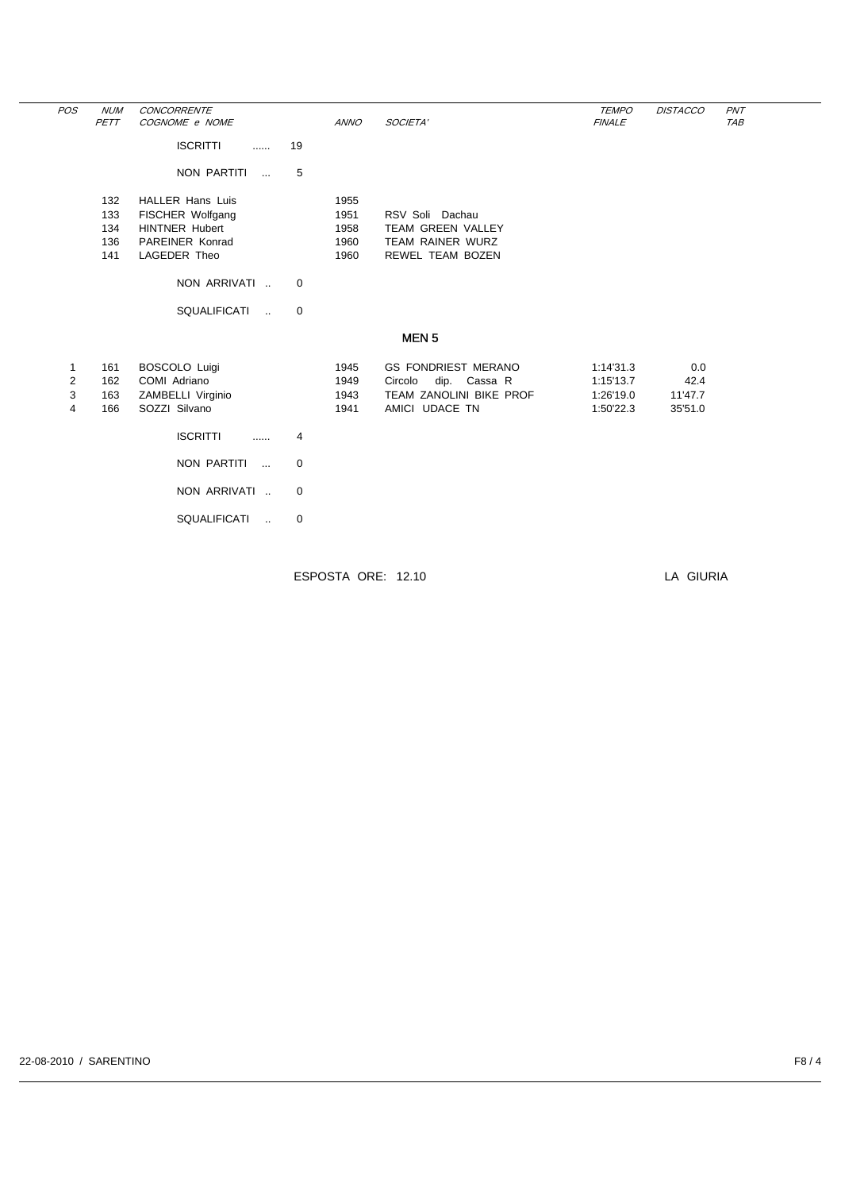| POS | NUM PETT | CONCORRENTE COGNOME e NOME | ANNO | SOCIETA' | TEMPO FINALE | DISTACCO | PNT TAB |
|---|---|---|---|---|---|---|---|
| | | ISCRITTI ...... 19 | | | | | |
| | | NON PARTITI ... 5 | | | | | |
| | 132 | HALLER Hans Luis | 1955 | | | | |
| | 133 | FISCHER Wolfgang | 1951 | RSV Soli Dachau | | | |
| | 134 | HINTNER Hubert | 1958 | TEAM GREEN VALLEY | | | |
| | 136 | PAREINER Konrad | 1960 | TEAM RAINER WURZ | | | |
| | 141 | LAGEDER Theo | 1960 | REWEL TEAM BOZEN | | | |
| | | NON ARRIVATI .. 0 | | | | | |
| | | SQUALIFICATI .. 0 | | | | | |

## MEN 5

| POS | NUM PETT | CONCORRENTE COGNOME e NOME | ANNO | SOCIETA' | TEMPO FINALE | DISTACCO | PNT TAB |
|---|---|---|---|---|---|---|---|
| 1 | 161 | BOSCOLO Luigi | 1945 | GS FONDRIEST MERANO | 1:14'31.3 | 0.0 | |
| 2 | 162 | COMI Adriano | 1949 | Circolo dip. Cassa R | 1:15'13.7 | 42.4 | |
| 3 | 163 | ZAMBELLI Virginio | 1943 | TEAM ZANOLINI BIKE PROF | 1:26'19.0 | 11'47.7 | |
| 4 | 166 | SOZZI Silvano | 1941 | AMICI UDACE TN | 1:50'22.3 | 35'51.0 | |
| | | ISCRITTI ...... 4 | | | | | |
| | | NON PARTITI ... 0 | | | | | |
| | | NON ARRIVATI .. 0 | | | | | |
| | | SQUALIFICATI .. 0 | | | | | |

ESPOSTA ORE: 12.10

LA GIURIA

22-08-2010 / SARENTINO